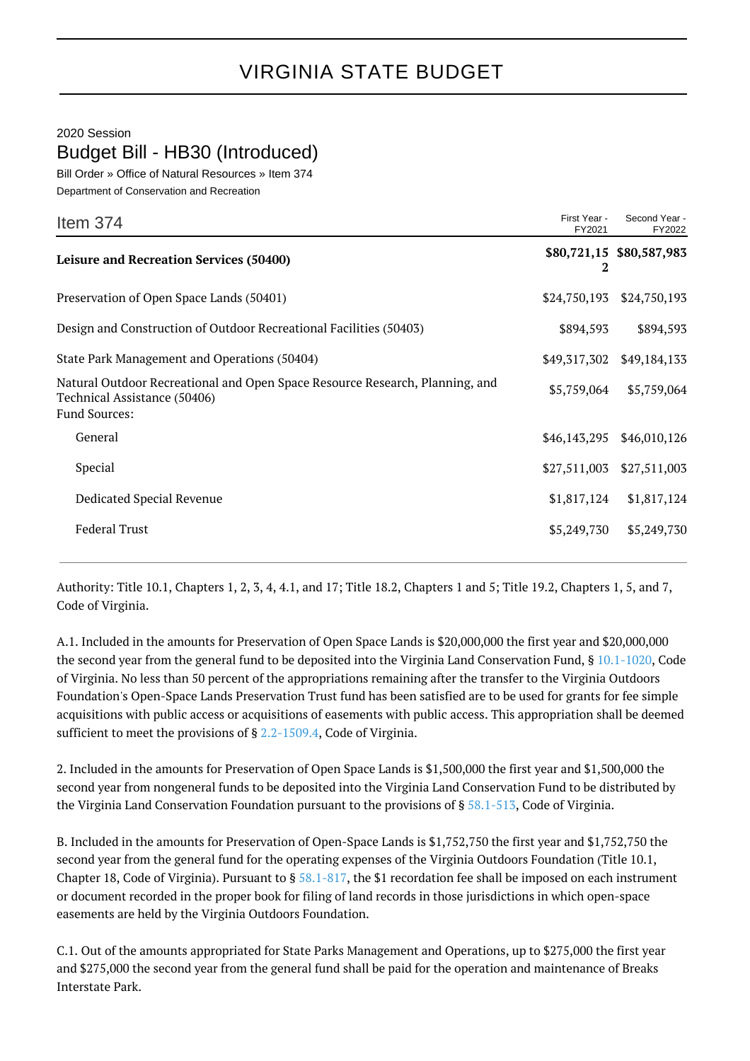# VIRGINIA STATE BUDGET

2020 Session

## Budget Bill - HB30 (Introduced)

Bill Order » Office of Natural Resources » Item 374

Department of Conservation and Recreation

| Item 374 | First Year - FY2021 | Second Year - FY2022 |
|---|---|---|
| **Leisure and Recreation Services (50400)** | **$80,721,152** | **$80,587,983** |
| Preservation of Open Space Lands (50401) | $24,750,193 | $24,750,193 |
| Design and Construction of Outdoor Recreational Facilities (50403) | $894,593 | $894,593 |
| State Park Management and Operations (50404) | $49,317,302 | $49,184,133 |
| Natural Outdoor Recreational and Open Space Resource Research, Planning, and Technical Assistance (50406) | $5,759,064 | $5,759,064 |
| Fund Sources: | | |
| General | $46,143,295 | $46,010,126 |
| Special | $27,511,003 | $27,511,003 |
| Dedicated Special Revenue | $1,817,124 | $1,817,124 |
| Federal Trust | $5,249,730 | $5,249,730 |

Authority: Title 10.1, Chapters 1, 2, 3, 4, 4.1, and 17; Title 18.2, Chapters 1 and 5; Title 19.2, Chapters 1, 5, and 7, Code of Virginia.

A.1. Included in the amounts for Preservation of Open Space Lands is $20,000,000 the first year and $20,000,000 the second year from the general fund to be deposited into the Virginia Land Conservation Fund, § 10.1-1020, Code of Virginia. No less than 50 percent of the appropriations remaining after the transfer to the Virginia Outdoors Foundation's Open-Space Lands Preservation Trust fund has been satisfied are to be used for grants for fee simple acquisitions with public access or acquisitions of easements with public access. This appropriation shall be deemed sufficient to meet the provisions of § 2.2-1509.4, Code of Virginia.

2. Included in the amounts for Preservation of Open Space Lands is $1,500,000 the first year and $1,500,000 the second year from nongeneral funds to be deposited into the Virginia Land Conservation Fund to be distributed by the Virginia Land Conservation Foundation pursuant to the provisions of § 58.1-513, Code of Virginia.

B. Included in the amounts for Preservation of Open-Space Lands is $1,752,750 the first year and $1,752,750 the second year from the general fund for the operating expenses of the Virginia Outdoors Foundation (Title 10.1, Chapter 18, Code of Virginia). Pursuant to § 58.1-817, the $1 recordation fee shall be imposed on each instrument or document recorded in the proper book for filing of land records in those jurisdictions in which open-space easements are held by the Virginia Outdoors Foundation.

C.1. Out of the amounts appropriated for State Parks Management and Operations, up to $275,000 the first year and $275,000 the second year from the general fund shall be paid for the operation and maintenance of Breaks Interstate Park.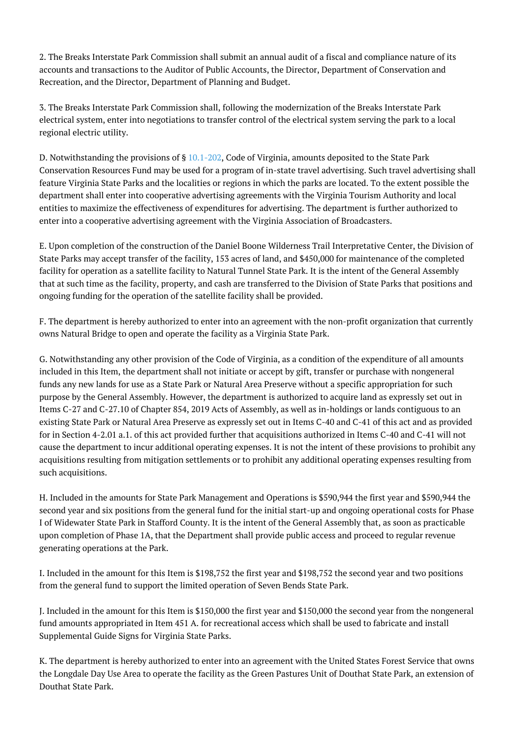2. The Breaks Interstate Park Commission shall submit an annual audit of a fiscal and compliance nature of its accounts and transactions to the Auditor of Public Accounts, the Director, Department of Conservation and Recreation, and the Director, Department of Planning and Budget.

3. The Breaks Interstate Park Commission shall, following the modernization of the Breaks Interstate Park electrical system, enter into negotiations to transfer control of the electrical system serving the park to a local regional electric utility.

D. Notwithstanding the provisions of § 10.1-202, Code of Virginia, amounts deposited to the State Park Conservation Resources Fund may be used for a program of in-state travel advertising. Such travel advertising shall feature Virginia State Parks and the localities or regions in which the parks are located. To the extent possible the department shall enter into cooperative advertising agreements with the Virginia Tourism Authority and local entities to maximize the effectiveness of expenditures for advertising. The department is further authorized to enter into a cooperative advertising agreement with the Virginia Association of Broadcasters.

E. Upon completion of the construction of the Daniel Boone Wilderness Trail Interpretative Center, the Division of State Parks may accept transfer of the facility, 153 acres of land, and $450,000 for maintenance of the completed facility for operation as a satellite facility to Natural Tunnel State Park. It is the intent of the General Assembly that at such time as the facility, property, and cash are transferred to the Division of State Parks that positions and ongoing funding for the operation of the satellite facility shall be provided.

F. The department is hereby authorized to enter into an agreement with the non-profit organization that currently owns Natural Bridge to open and operate the facility as a Virginia State Park.

G. Notwithstanding any other provision of the Code of Virginia, as a condition of the expenditure of all amounts included in this Item, the department shall not initiate or accept by gift, transfer or purchase with nongeneral funds any new lands for use as a State Park or Natural Area Preserve without a specific appropriation for such purpose by the General Assembly. However, the department is authorized to acquire land as expressly set out in Items C-27 and C-27.10 of Chapter 854, 2019 Acts of Assembly, as well as in-holdings or lands contiguous to an existing State Park or Natural Area Preserve as expressly set out in Items C-40 and C-41 of this act and as provided for in Section 4-2.01 a.1. of this act provided further that acquisitions authorized in Items C-40 and C-41 will not cause the department to incur additional operating expenses. It is not the intent of these provisions to prohibit any acquisitions resulting from mitigation settlements or to prohibit any additional operating expenses resulting from such acquisitions.

H. Included in the amounts for State Park Management and Operations is $590,944 the first year and $590,944 the second year and six positions from the general fund for the initial start-up and ongoing operational costs for Phase I of Widewater State Park in Stafford County. It is the intent of the General Assembly that, as soon as practicable upon completion of Phase 1A, that the Department shall provide public access and proceed to regular revenue generating operations at the Park.

I. Included in the amount for this Item is $198,752 the first year and $198,752 the second year and two positions from the general fund to support the limited operation of Seven Bends State Park.

J. Included in the amount for this Item is $150,000 the first year and $150,000 the second year from the nongeneral fund amounts appropriated in Item 451 A. for recreational access which shall be used to fabricate and install Supplemental Guide Signs for Virginia State Parks.

K. The department is hereby authorized to enter into an agreement with the United States Forest Service that owns the Longdale Day Use Area to operate the facility as the Green Pastures Unit of Douthat State Park, an extension of Douthat State Park.